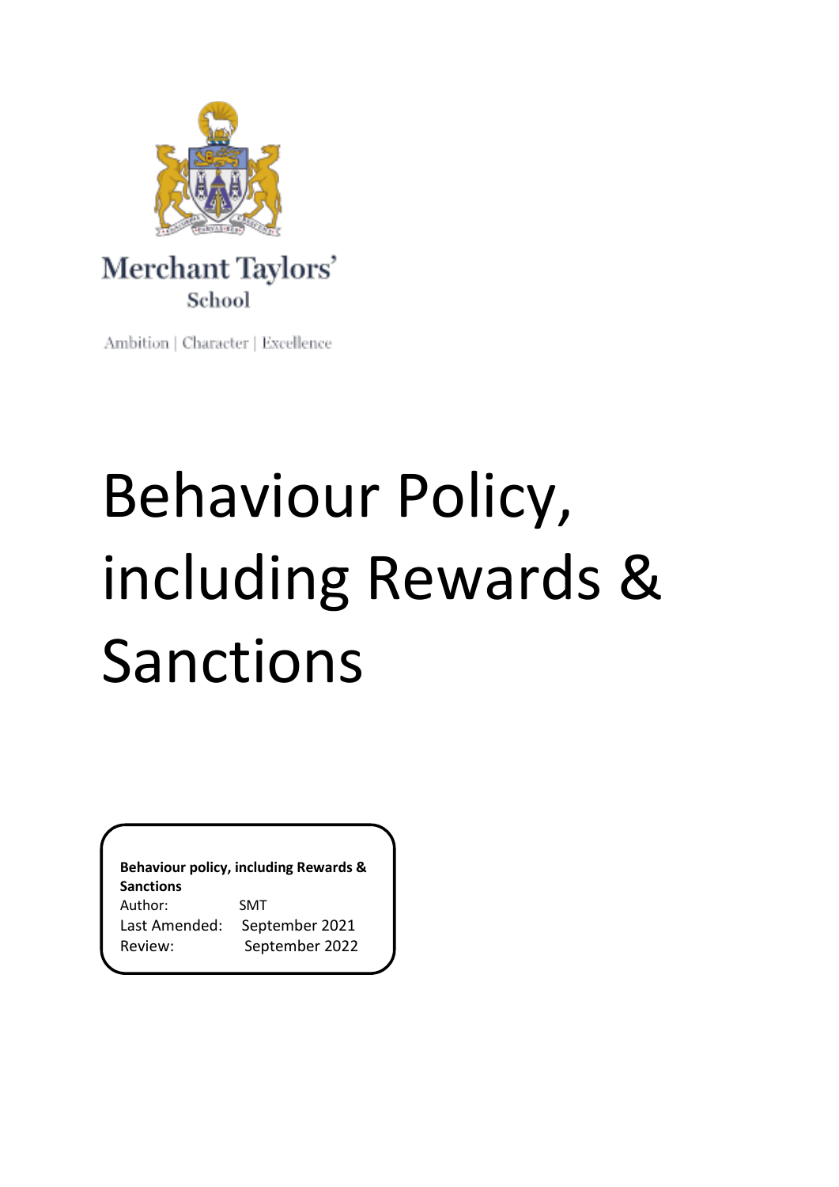Merchant Taylors' School

Ambition | Character | Excellence

# Behaviour Policy, including Rewards & Sanctions

**Behaviour policy, including Rewards & Sanctions**

Author: SMT

Last Amended: September 2021

Review: September 2022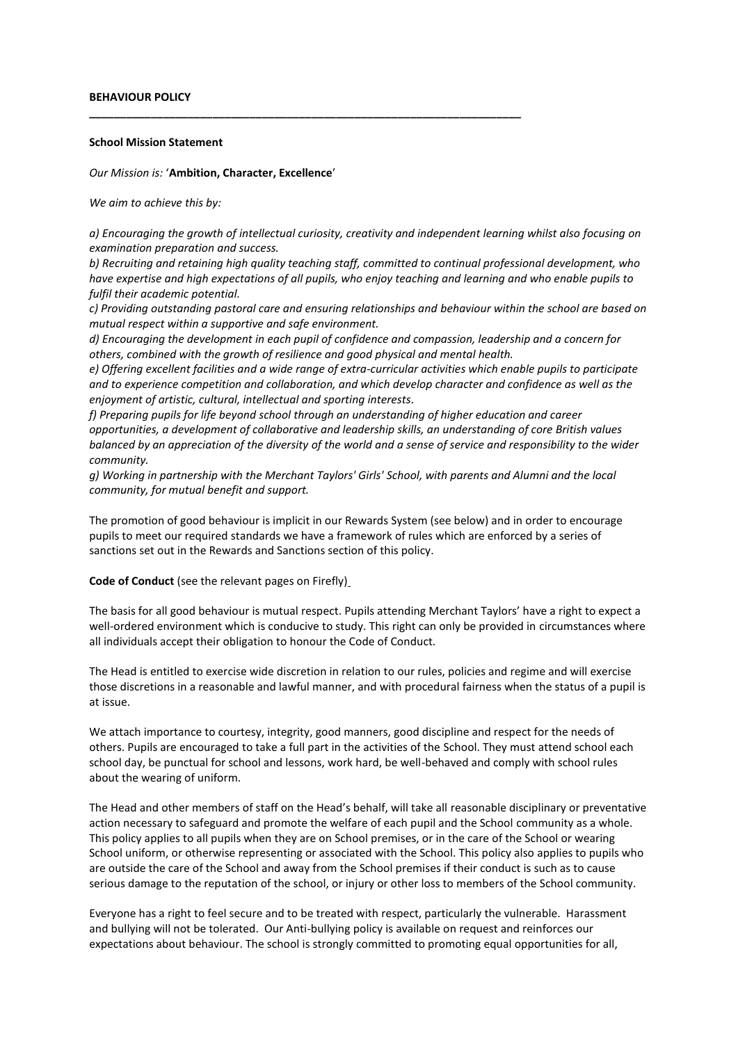**BEHAVIOUR POLICY**

---

**School Mission Statement**

*Our Mission is:* '**Ambition, Character, Excellence**'

*We aim to achieve this by:*

*a) Encouraging the growth of intellectual curiosity, creativity and independent learning whilst also focusing on examination preparation and success.*
*b) Recruiting and retaining high quality teaching staff, committed to continual professional development, who have expertise and high expectations of all pupils, who enjoy teaching and learning and who enable pupils to fulfil their academic potential.*
*c) Providing outstanding pastoral care and ensuring relationships and behaviour within the school are based on mutual respect within a supportive and safe environment.*
*d) Encouraging the development in each pupil of confidence and compassion, leadership and a concern for others, combined with the growth of resilience and good physical and mental health.*
*e) Offering excellent facilities and a wide range of extra-curricular activities which enable pupils to participate and to experience competition and collaboration, and which develop character and confidence as well as the enjoyment of artistic, cultural, intellectual and sporting interests.*
*f) Preparing pupils for life beyond school through an understanding of higher education and career opportunities, a development of collaborative and leadership skills, an understanding of core British values balanced by an appreciation of the diversity of the world and a sense of service and responsibility to the wider community.*
*g) Working in partnership with the Merchant Taylors' Girls' School, with parents and Alumni and the local community, for mutual benefit and support.*

The promotion of good behaviour is implicit in our Rewards System (see below) and in order to encourage pupils to meet our required standards we have a framework of rules which are enforced by a series of sanctions set out in the Rewards and Sanctions section of this policy.

**Code of Conduct** (see the relevant pages on Firefly)

The basis for all good behaviour is mutual respect. Pupils attending Merchant Taylors' have a right to expect a well-ordered environment which is conducive to study. This right can only be provided in circumstances where all individuals accept their obligation to honour the Code of Conduct.

The Head is entitled to exercise wide discretion in relation to our rules, policies and regime and will exercise those discretions in a reasonable and lawful manner, and with procedural fairness when the status of a pupil is at issue.

We attach importance to courtesy, integrity, good manners, good discipline and respect for the needs of others. Pupils are encouraged to take a full part in the activities of the School. They must attend school each school day, be punctual for school and lessons, work hard, be well-behaved and comply with school rules about the wearing of uniform.

The Head and other members of staff on the Head's behalf, will take all reasonable disciplinary or preventative action necessary to safeguard and promote the welfare of each pupil and the School community as a whole. This policy applies to all pupils when they are on School premises, or in the care of the School or wearing School uniform, or otherwise representing or associated with the School. This policy also applies to pupils who are outside the care of the School and away from the School premises if their conduct is such as to cause serious damage to the reputation of the school, or injury or other loss to members of the School community.

Everyone has a right to feel secure and to be treated with respect, particularly the vulnerable. Harassment and bullying will not be tolerated. Our Anti-bullying policy is available on request and reinforces our expectations about behaviour. The school is strongly committed to promoting equal opportunities for all,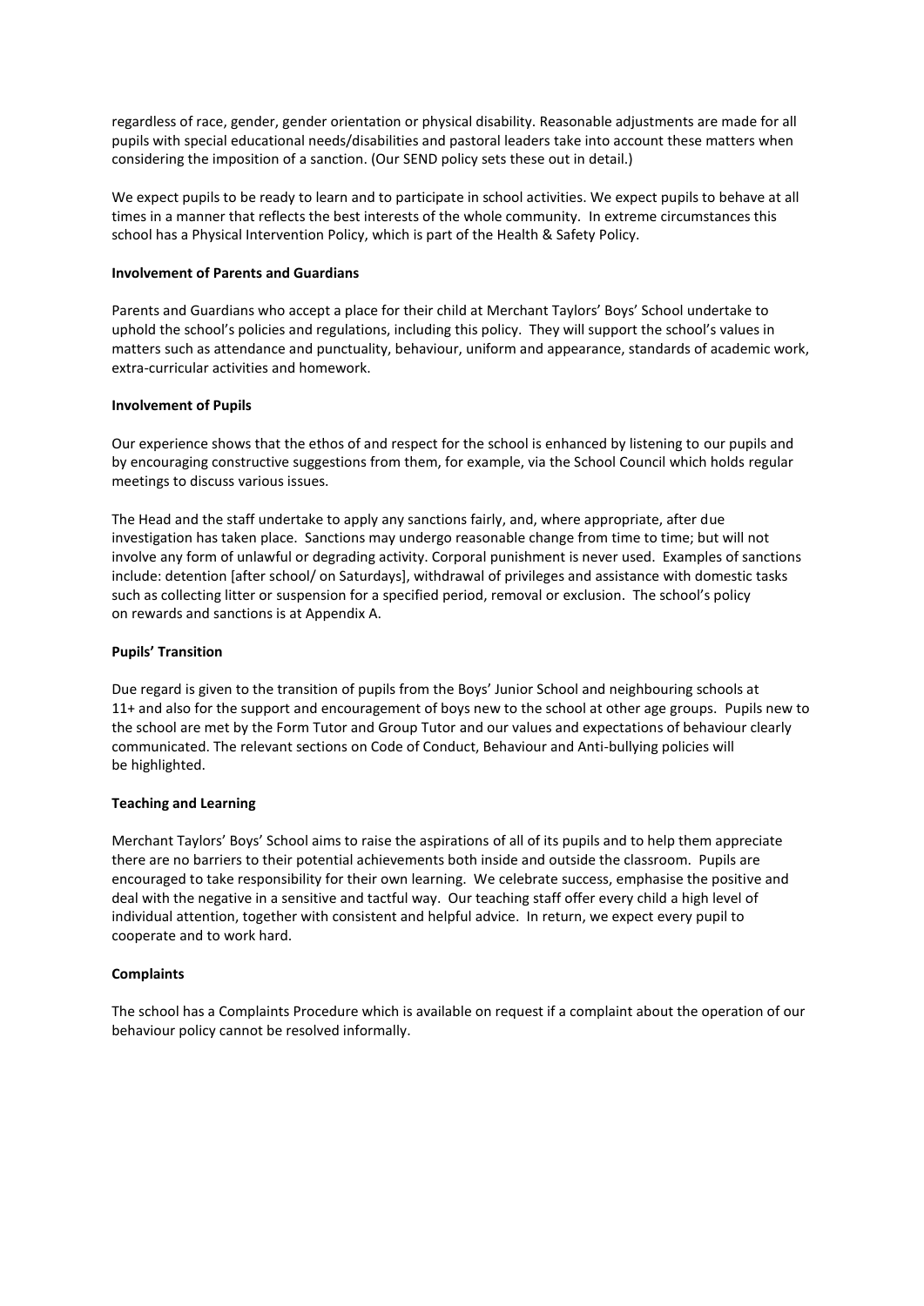regardless of race, gender, gender orientation or physical disability. Reasonable adjustments are made for all pupils with special educational needs/disabilities and pastoral leaders take into account these matters when considering the imposition of a sanction. (Our SEND policy sets these out in detail.)

We expect pupils to be ready to learn and to participate in school activities. We expect pupils to behave at all times in a manner that reflects the best interests of the whole community. In extreme circumstances this school has a Physical Intervention Policy, which is part of the Health & Safety Policy.

**Involvement of Parents and Guardians**

Parents and Guardians who accept a place for their child at Merchant Taylors' Boys' School undertake to uphold the school's policies and regulations, including this policy. They will support the school's values in matters such as attendance and punctuality, behaviour, uniform and appearance, standards of academic work, extra-curricular activities and homework.

**Involvement of Pupils**

Our experience shows that the ethos of and respect for the school is enhanced by listening to our pupils and by encouraging constructive suggestions from them, for example, via the School Council which holds regular meetings to discuss various issues.

The Head and the staff undertake to apply any sanctions fairly, and, where appropriate, after due investigation has taken place. Sanctions may undergo reasonable change from time to time; but will not involve any form of unlawful or degrading activity. Corporal punishment is never used. Examples of sanctions include: detention [after school/ on Saturdays], withdrawal of privileges and assistance with domestic tasks such as collecting litter or suspension for a specified period, removal or exclusion. The school's policy on rewards and sanctions is at Appendix A.

**Pupils' Transition**

Due regard is given to the transition of pupils from the Boys' Junior School and neighbouring schools at 11+ and also for the support and encouragement of boys new to the school at other age groups. Pupils new to the school are met by the Form Tutor and Group Tutor and our values and expectations of behaviour clearly communicated. The relevant sections on Code of Conduct, Behaviour and Anti-bullying policies will be highlighted.

**Teaching and Learning**

Merchant Taylors' Boys' School aims to raise the aspirations of all of its pupils and to help them appreciate there are no barriers to their potential achievements both inside and outside the classroom. Pupils are encouraged to take responsibility for their own learning. We celebrate success, emphasise the positive and deal with the negative in a sensitive and tactful way. Our teaching staff offer every child a high level of individual attention, together with consistent and helpful advice. In return, we expect every pupil to cooperate and to work hard.

**Complaints**

The school has a Complaints Procedure which is available on request if a complaint about the operation of our behaviour policy cannot be resolved informally.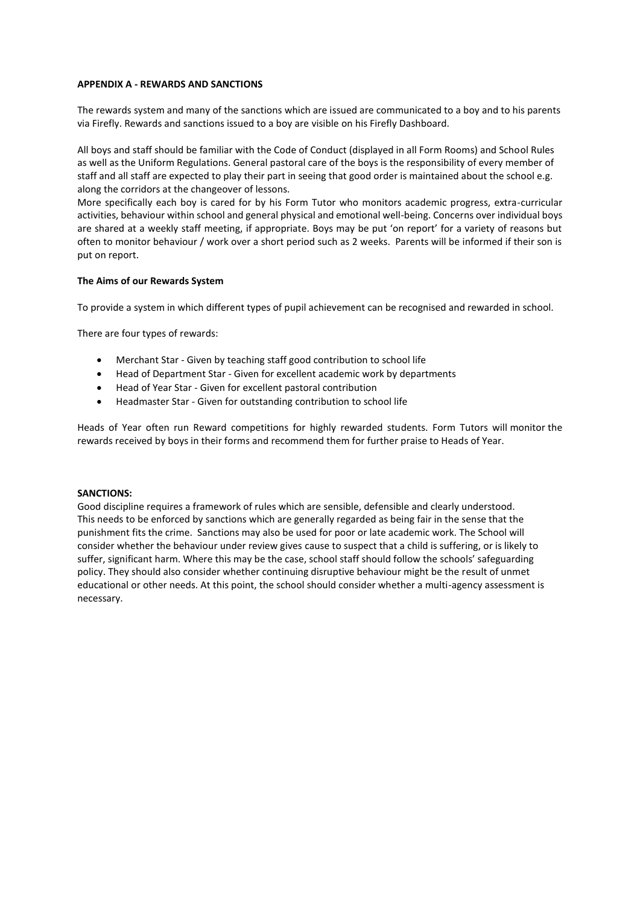**APPENDIX A - REWARDS AND SANCTIONS**

The rewards system and many of the sanctions which are issued are communicated to a boy and to his parents via Firefly. Rewards and sanctions issued to a boy are visible on his Firefly Dashboard.

All boys and staff should be familiar with the Code of Conduct (displayed in all Form Rooms) and School Rules as well as the Uniform Regulations. General pastoral care of the boys is the responsibility of every member of staff and all staff are expected to play their part in seeing that good order is maintained about the school e.g. along the corridors at the changeover of lessons.

More specifically each boy is cared for by his Form Tutor who monitors academic progress, extra-curricular activities, behaviour within school and general physical and emotional well-being. Concerns over individual boys are shared at a weekly staff meeting, if appropriate. Boys may be put 'on report' for a variety of reasons but often to monitor behaviour / work over a short period such as 2 weeks. Parents will be informed if their son is put on report.

**The Aims of our Rewards System**

To provide a system in which different types of pupil achievement can be recognised and rewarded in school.

There are four types of rewards:

- Merchant Star - Given by teaching staff good contribution to school life
- Head of Department Star - Given for excellent academic work by departments
- Head of Year Star - Given for excellent pastoral contribution
- Headmaster Star - Given for outstanding contribution to school life

Heads of Year often run Reward competitions for highly rewarded students. Form Tutors will monitor the rewards received by boys in their forms and recommend them for further praise to Heads of Year.

**SANCTIONS:**

Good discipline requires a framework of rules which are sensible, defensible and clearly understood. This needs to be enforced by sanctions which are generally regarded as being fair in the sense that the punishment fits the crime. Sanctions may also be used for poor or late academic work. The School will consider whether the behaviour under review gives cause to suspect that a child is suffering, or is likely to suffer, significant harm. Where this may be the case, school staff should follow the schools' safeguarding policy. They should also consider whether continuing disruptive behaviour might be the result of unmet educational or other needs. At this point, the school should consider whether a multi-agency assessment is necessary.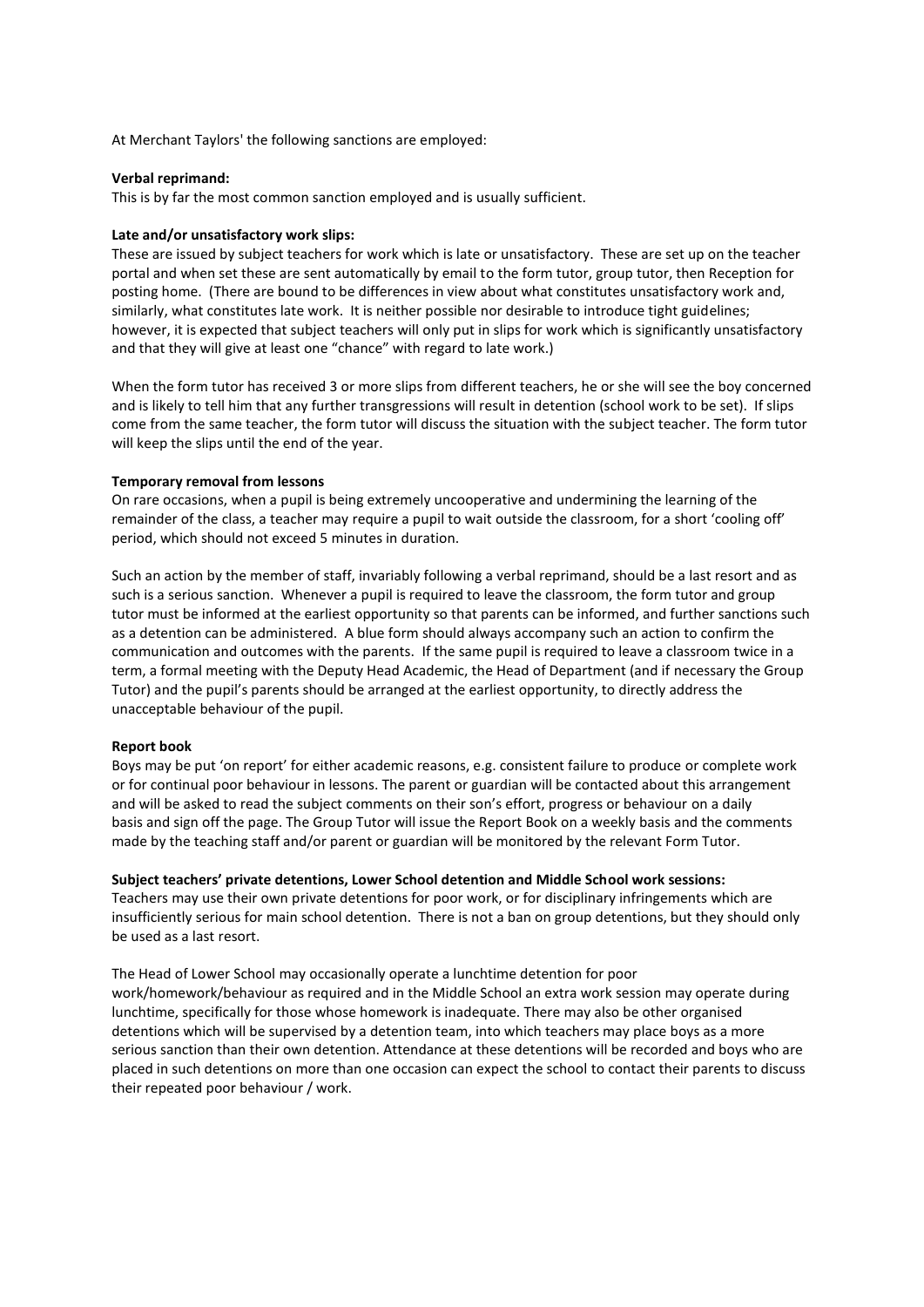At Merchant Taylors' the following sanctions are employed:

**Verbal reprimand:**
This is by far the most common sanction employed and is usually sufficient.

**Late and/or unsatisfactory work slips:**
These are issued by subject teachers for work which is late or unsatisfactory. These are set up on the teacher portal and when set these are sent automatically by email to the form tutor, group tutor, then Reception for posting home. (There are bound to be differences in view about what constitutes unsatisfactory work and, similarly, what constitutes late work. It is neither possible nor desirable to introduce tight guidelines; however, it is expected that subject teachers will only put in slips for work which is significantly unsatisfactory and that they will give at least one "chance" with regard to late work.)

When the form tutor has received 3 or more slips from different teachers, he or she will see the boy concerned and is likely to tell him that any further transgressions will result in detention (school work to be set). If slips come from the same teacher, the form tutor will discuss the situation with the subject teacher. The form tutor will keep the slips until the end of the year.

**Temporary removal from lessons**
On rare occasions, when a pupil is being extremely uncooperative and undermining the learning of the remainder of the class, a teacher may require a pupil to wait outside the classroom, for a short 'cooling off' period, which should not exceed 5 minutes in duration.

Such an action by the member of staff, invariably following a verbal reprimand, should be a last resort and as such is a serious sanction. Whenever a pupil is required to leave the classroom, the form tutor and group tutor must be informed at the earliest opportunity so that parents can be informed, and further sanctions such as a detention can be administered. A blue form should always accompany such an action to confirm the communication and outcomes with the parents. If the same pupil is required to leave a classroom twice in a term, a formal meeting with the Deputy Head Academic, the Head of Department (and if necessary the Group Tutor) and the pupil's parents should be arranged at the earliest opportunity, to directly address the unacceptable behaviour of the pupil.

**Report book**
Boys may be put 'on report' for either academic reasons, e.g. consistent failure to produce or complete work or for continual poor behaviour in lessons. The parent or guardian will be contacted about this arrangement and will be asked to read the subject comments on their son's effort, progress or behaviour on a daily basis and sign off the page. The Group Tutor will issue the Report Book on a weekly basis and the comments made by the teaching staff and/or parent or guardian will be monitored by the relevant Form Tutor.

**Subject teachers' private detentions, Lower School detention and Middle School work sessions:**
Teachers may use their own private detentions for poor work, or for disciplinary infringements which are insufficiently serious for main school detention. There is not a ban on group detentions, but they should only be used as a last resort.

The Head of Lower School may occasionally operate a lunchtime detention for poor work/homework/behaviour as required and in the Middle School an extra work session may operate during lunchtime, specifically for those whose homework is inadequate. There may also be other organised detentions which will be supervised by a detention team, into which teachers may place boys as a more serious sanction than their own detention. Attendance at these detentions will be recorded and boys who are placed in such detentions on more than one occasion can expect the school to contact their parents to discuss their repeated poor behaviour / work.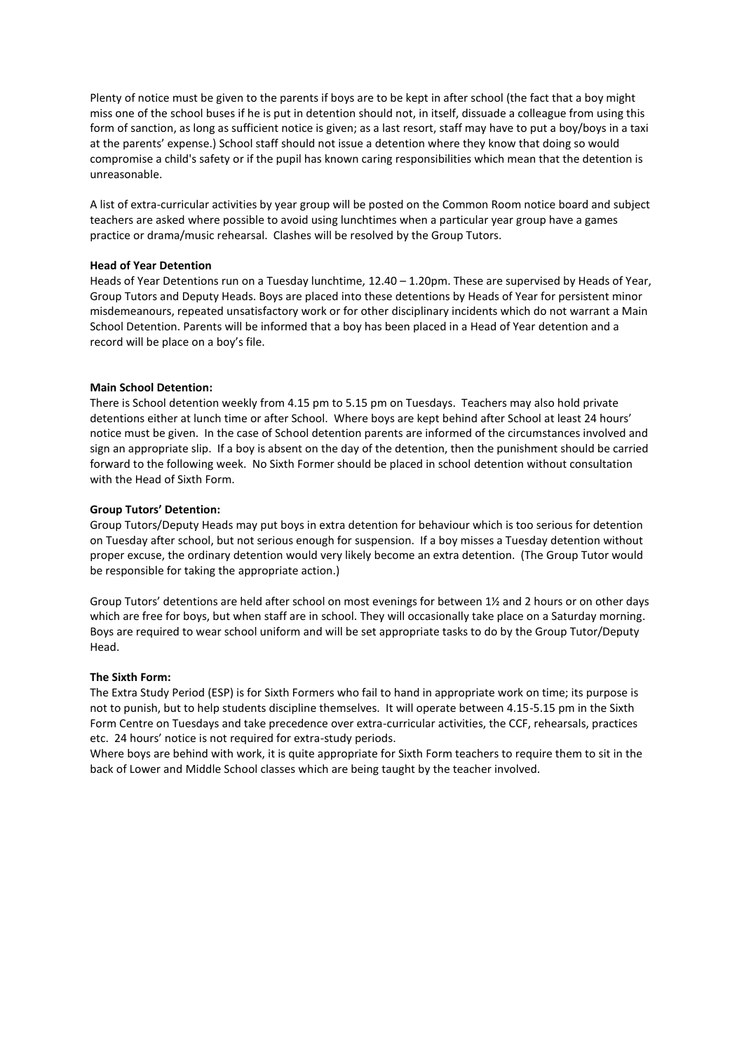Plenty of notice must be given to the parents if boys are to be kept in after school (the fact that a boy might miss one of the school buses if he is put in detention should not, in itself, dissuade a colleague from using this form of sanction, as long as sufficient notice is given; as a last resort, staff may have to put a boy/boys in a taxi at the parents' expense.) School staff should not issue a detention where they know that doing so would compromise a child's safety or if the pupil has known caring responsibilities which mean that the detention is unreasonable.

A list of extra-curricular activities by year group will be posted on the Common Room notice board and subject teachers are asked where possible to avoid using lunchtimes when a particular year group have a games practice or drama/music rehearsal. Clashes will be resolved by the Group Tutors.

**Head of Year Detention**

Heads of Year Detentions run on a Tuesday lunchtime, 12.40 – 1.20pm. These are supervised by Heads of Year, Group Tutors and Deputy Heads. Boys are placed into these detentions by Heads of Year for persistent minor misdemeanours, repeated unsatisfactory work or for other disciplinary incidents which do not warrant a Main School Detention. Parents will be informed that a boy has been placed in a Head of Year detention and a record will be place on a boy's file.

**Main School Detention:**

There is School detention weekly from 4.15 pm to 5.15 pm on Tuesdays. Teachers may also hold private detentions either at lunch time or after School. Where boys are kept behind after School at least 24 hours' notice must be given. In the case of School detention parents are informed of the circumstances involved and sign an appropriate slip. If a boy is absent on the day of the detention, then the punishment should be carried forward to the following week. No Sixth Former should be placed in school detention without consultation with the Head of Sixth Form.

**Group Tutors' Detention:**

Group Tutors/Deputy Heads may put boys in extra detention for behaviour which is too serious for detention on Tuesday after school, but not serious enough for suspension. If a boy misses a Tuesday detention without proper excuse, the ordinary detention would very likely become an extra detention. (The Group Tutor would be responsible for taking the appropriate action.)

Group Tutors' detentions are held after school on most evenings for between 1½ and 2 hours or on other days which are free for boys, but when staff are in school. They will occasionally take place on a Saturday morning. Boys are required to wear school uniform and will be set appropriate tasks to do by the Group Tutor/Deputy Head.

**The Sixth Form:**

The Extra Study Period (ESP) is for Sixth Formers who fail to hand in appropriate work on time; its purpose is not to punish, but to help students discipline themselves. It will operate between 4.15-5.15 pm in the Sixth Form Centre on Tuesdays and take precedence over extra-curricular activities, the CCF, rehearsals, practices etc. 24 hours' notice is not required for extra-study periods.

Where boys are behind with work, it is quite appropriate for Sixth Form teachers to require them to sit in the back of Lower and Middle School classes which are being taught by the teacher involved.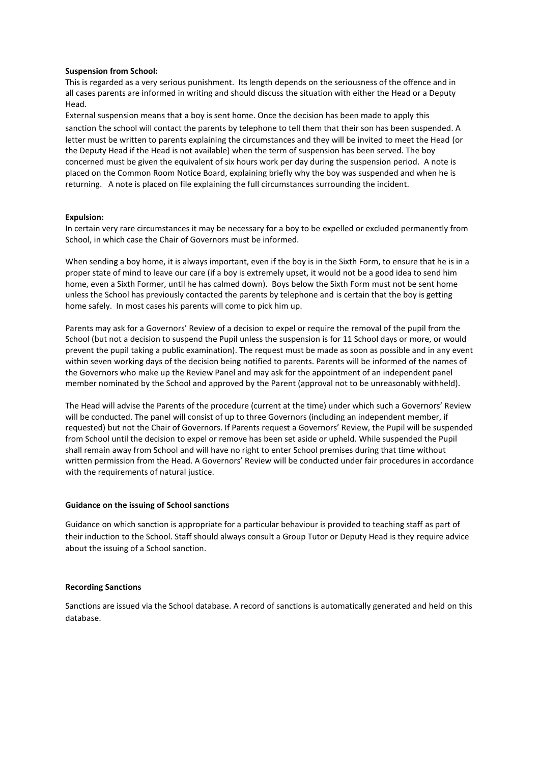**Suspension from School:**

This is regarded as a very serious punishment. Its length depends on the seriousness of the offence and in all cases parents are informed in writing and should discuss the situation with either the Head or a Deputy Head.

External suspension means that a boy is sent home. Once the decision has been made to apply this sanction the school will contact the parents by telephone to tell them that their son has been suspended. A letter must be written to parents explaining the circumstances and they will be invited to meet the Head (or the Deputy Head if the Head is not available) when the term of suspension has been served. The boy concerned must be given the equivalent of six hours work per day during the suspension period. A note is placed on the Common Room Notice Board, explaining briefly why the boy was suspended and when he is returning. A note is placed on file explaining the full circumstances surrounding the incident.

**Expulsion:**

In certain very rare circumstances it may be necessary for a boy to be expelled or excluded permanently from School, in which case the Chair of Governors must be informed.

When sending a boy home, it is always important, even if the boy is in the Sixth Form, to ensure that he is in a proper state of mind to leave our care (if a boy is extremely upset, it would not be a good idea to send him home, even a Sixth Former, until he has calmed down). Boys below the Sixth Form must not be sent home unless the School has previously contacted the parents by telephone and is certain that the boy is getting home safely. In most cases his parents will come to pick him up.

Parents may ask for a Governors' Review of a decision to expel or require the removal of the pupil from the School (but not a decision to suspend the Pupil unless the suspension is for 11 School days or more, or would prevent the pupil taking a public examination). The request must be made as soon as possible and in any event within seven working days of the decision being notified to parents. Parents will be informed of the names of the Governors who make up the Review Panel and may ask for the appointment of an independent panel member nominated by the School and approved by the Parent (approval not to be unreasonably withheld).

The Head will advise the Parents of the procedure (current at the time) under which such a Governors' Review will be conducted. The panel will consist of up to three Governors (including an independent member, if requested) but not the Chair of Governors. If Parents request a Governors' Review, the Pupil will be suspended from School until the decision to expel or remove has been set aside or upheld. While suspended the Pupil shall remain away from School and will have no right to enter School premises during that time without written permission from the Head. A Governors' Review will be conducted under fair procedures in accordance with the requirements of natural justice.

**Guidance on the issuing of School sanctions**

Guidance on which sanction is appropriate for a particular behaviour is provided to teaching staff as part of their induction to the School. Staff should always consult a Group Tutor or Deputy Head is they require advice about the issuing of a School sanction.

**Recording Sanctions**

Sanctions are issued via the School database. A record of sanctions is automatically generated and held on this database.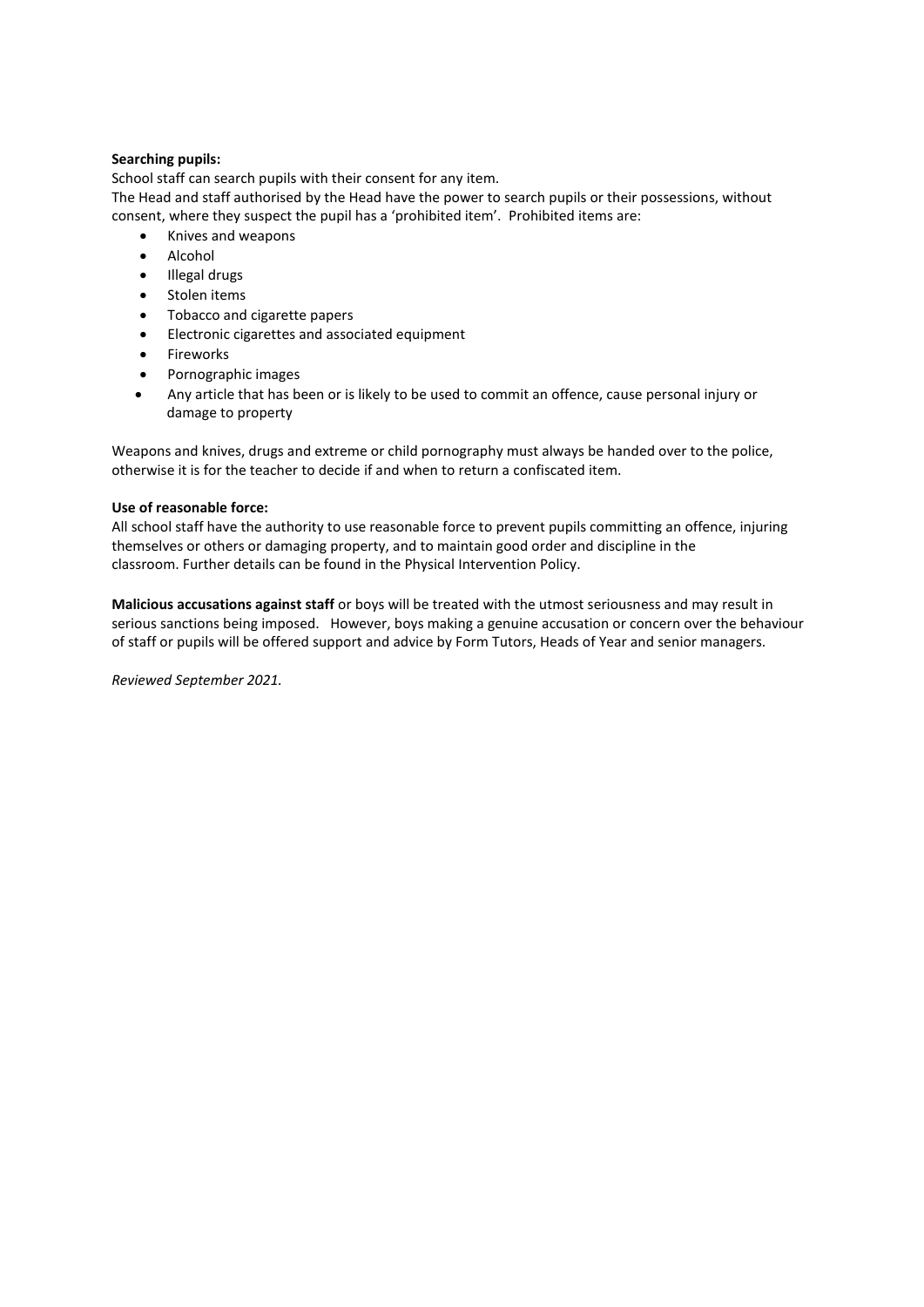**Searching pupils:**

School staff can search pupils with their consent for any item.

The Head and staff authorised by the Head have the power to search pupils or their possessions, without consent, where they suspect the pupil has a 'prohibited item'. Prohibited items are:

- Knives and weapons
- Alcohol
- Illegal drugs
- Stolen items
- Tobacco and cigarette papers
- Electronic cigarettes and associated equipment
- Fireworks
- Pornographic images
- Any article that has been or is likely to be used to commit an offence, cause personal injury or damage to property

Weapons and knives, drugs and extreme or child pornography must always be handed over to the police, otherwise it is for the teacher to decide if and when to return a confiscated item.

**Use of reasonable force:**

All school staff have the authority to use reasonable force to prevent pupils committing an offence, injuring themselves or others or damaging property, and to maintain good order and discipline in the classroom. Further details can be found in the Physical Intervention Policy.

**Malicious accusations against staff** or boys will be treated with the utmost seriousness and may result in serious sanctions being imposed. However, boys making a genuine accusation or concern over the behaviour of staff or pupils will be offered support and advice by Form Tutors, Heads of Year and senior managers.

*Reviewed September 2021.*